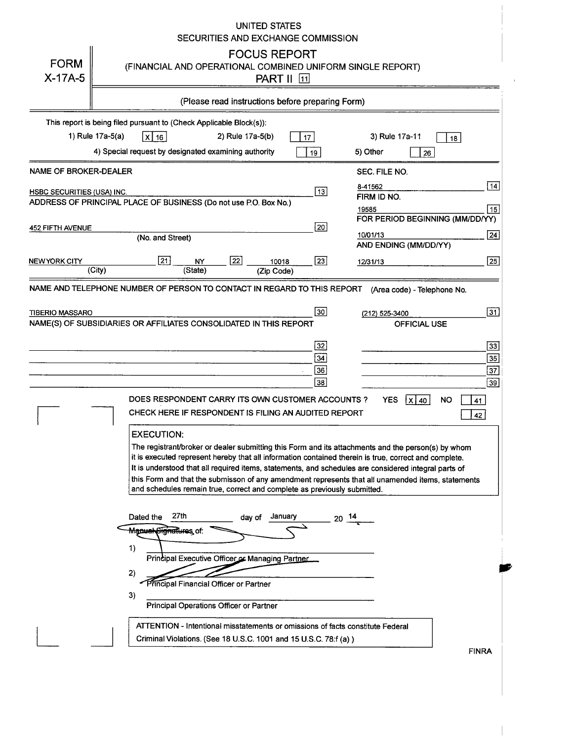UNITED STATES
SECURITIES AND EXCHANGE COMMISSION

# FORM X-17A-5

## FOCUS REPORT
(FINANCIAL AND OPERATIONAL COMBINED UNIFORM SINGLE REPORT)
PART II [11]

(Please read instructions before preparing Form)

This report is being filed pursuant to (Check Applicable Block(s)):

1) Rule 17a-5(a) [X] 16 2) Rule 17a-5(b) [ ] 17 3) Rule 17a-11 [ ] 18

4) Special request by designated examining authority [ ] 19 5) Other [ ] 26

| | |
|---|---|
| NAME OF BROKER-DEALER | SEC. FILE NO. |
| HSBC SECURITIES (USA) INC. [13] | 8-41562 [14] |
| ADDRESS OF PRINCIPAL PLACE OF BUSINESS (Do not use P.O. Box No.) | FIRM ID NO. |
| | 19585 [15] |
| 452 FIFTH AVENUE [20] | FOR PERIOD BEGINNING (MM/DD/YY) |
| (No. and Street) | 10/01/13 [24] |
| | AND ENDING (MM/DD/YY) |
| NEW YORK CITY [21] (City) NY [22] (State) 10018 [23] (Zip Code) | 12/31/13 [25] |

NAME AND TELEPHONE NUMBER OF PERSON TO CONTACT IN REGARD TO THIS REPORT (Area code) - Telephone No.

TIBERIO MASSARO [30] (212) 525-3400 [31]

NAME(S) OF SUBSIDIARIES OR AFFILIATES CONSOLIDATED IN THIS REPORT — OFFICIAL USE

| | | | |
|---|---|---|---|
| | [32] | | [33] |
| | [34] | | [35] |
| | [36] | | [37] |
| | [38] | | [39] |

DOES RESPONDENT CARRY ITS OWN CUSTOMER ACCOUNTS ? YES [X] 40 NO [ ] 41

CHECK HERE IF RESPONDENT IS FILING AN AUDITED REPORT [ ] 42

**EXECUTION:**

The registrant/broker or dealer submitting this Form and its attachments and the person(s) by whom it is executed represent hereby that all information contained therein is true, correct and complete. It is understood that all required items, statements, and schedules are considered integral parts of this Form and that the submisson of any amendment represents that all unamended items, statements and schedules remain true, correct and complete as previously submitted.

Dated the 27th day of January 20 14

Manual Signatures of:

1) ______________________________
Principal Executive Officer or Managing Partner

2) ______________________________
Principal Financial Officer or Partner

3) ______________________________
Principal Operations Officer or Partner

ATTENTION - Intentional misstatements or omissions of facts constitute Federal Criminal Violations. (See 18 U.S.C. 1001 and 15 U.S.C. 78:f (a) )

FINRA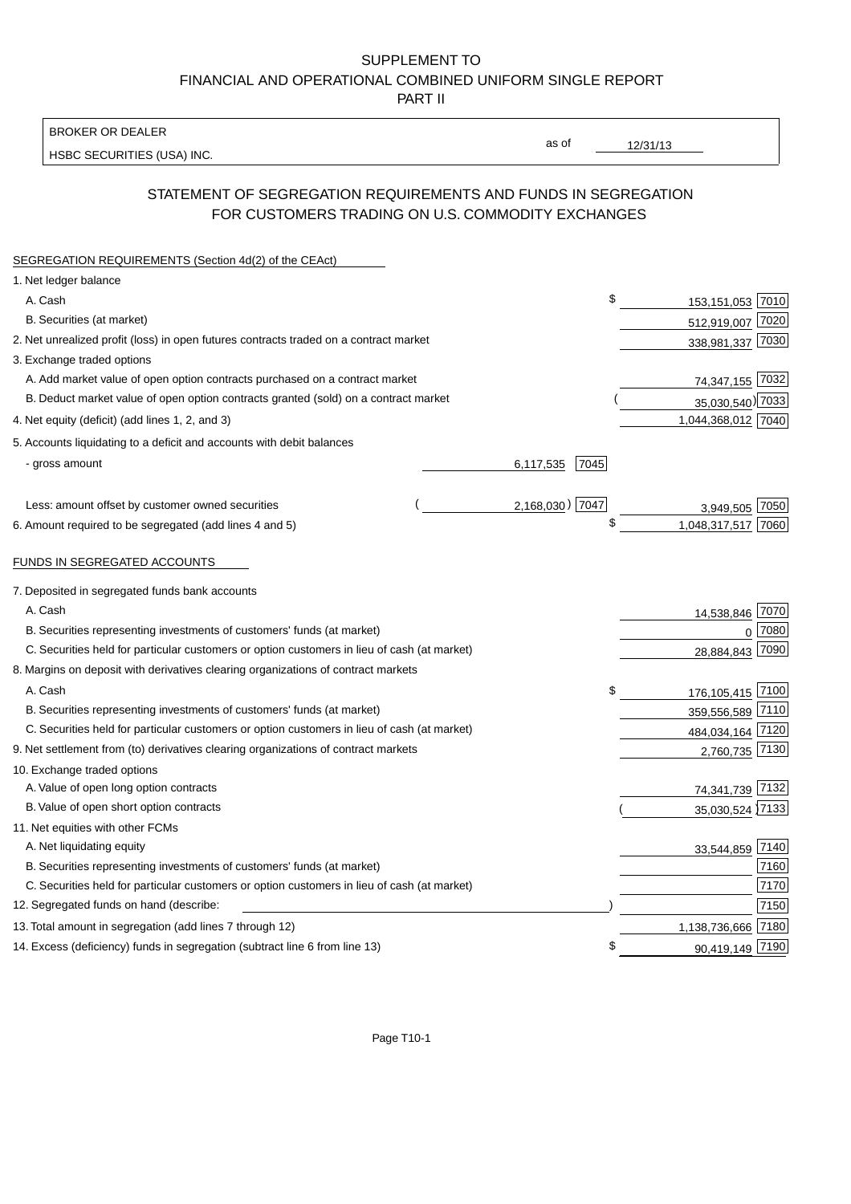SUPPLEMENT TO
FINANCIAL AND OPERATIONAL COMBINED UNIFORM SINGLE REPORT
PART II

| BROKER OR DEALER | | |
|---|---|---|
| HSBC SECURITIES (USA) INC. | as of | 12/31/13 |

## STATEMENT OF SEGREGATION REQUIREMENTS AND FUNDS IN SEGREGATION FOR CUSTOMERS TRADING ON U.S. COMMODITY EXCHANGES

SEGREGATION REQUIREMENTS (Section 4d(2) of the CEAct)

| | | | | |
|---|---|---|---|---|
| 1. Net ledger balance | | | | |
| A. Cash | | | $ 153,151,053 | 7010 |
| B. Securities (at market) | | | 512,919,007 | 7020 |
| 2. Net unrealized profit (loss) in open futures contracts traded on a contract market | | | 338,981,337 | 7030 |
| 3. Exchange traded options | | | | |
| A. Add market value of open option contracts purchased on a contract market | | | 74,347,155 | 7032 |
| B. Deduct market value of open option contracts granted (sold) on a contract market | | | (35,030,540) | 7033 |
| 4. Net equity (deficit) (add lines 1, 2, and 3) | | | 1,044,368,012 | 7040 |
| 5. Accounts liquidating to a deficit and accounts with debit balances | | | | |
| - gross amount | 6,117,535 | 7045 | | |
| Less: amount offset by customer owned securities | (2,168,030) | 7047 | 3,949,505 | 7050 |
| 6. Amount required to be segregated (add lines 4 and 5) | | | $ 1,048,317,517 | 7060 |

FUNDS IN SEGREGATED ACCOUNTS

| | | |
|---|---|---|
| 7. Deposited in segregated funds bank accounts | | |
| A. Cash | 14,538,846 | 7070 |
| B. Securities representing investments of customers' funds (at market) | 0 | 7080 |
| C. Securities held for particular customers or option customers in lieu of cash (at market) | 28,884,843 | 7090 |
| 8. Margins on deposit with derivatives clearing organizations of contract markets | | |
| A. Cash | $ 176,105,415 | 7100 |
| B. Securities representing investments of customers' funds (at market) | 359,556,589 | 7110 |
| C. Securities held for particular customers or option customers in lieu of cash (at market) | 484,034,164 | 7120 |
| 9. Net settlement from (to) derivatives clearing organizations of contract markets | 2,760,735 | 7130 |
| 10. Exchange traded options | | |
| A. Value of open long option contracts | 74,341,739 | 7132 |
| B. Value of open short option contracts | (35,030,524) | 7133 |
| 11. Net equities with other FCMs | | |
| A. Net liquidating equity | 33,544,859 | 7140 |
| B. Securities representing investments of customers' funds (at market) | | 7160 |
| C. Securities held for particular customers or option customers in lieu of cash (at market) | | 7170 |
| 12. Segregated funds on hand (describe: ) | | 7150 |
| 13. Total amount in segregation (add lines 7 through 12) | 1,138,736,666 | 7180 |
| 14. Excess (deficiency) funds in segregation (subtract line 6 from line 13) | $ 90,419,149 | 7190 |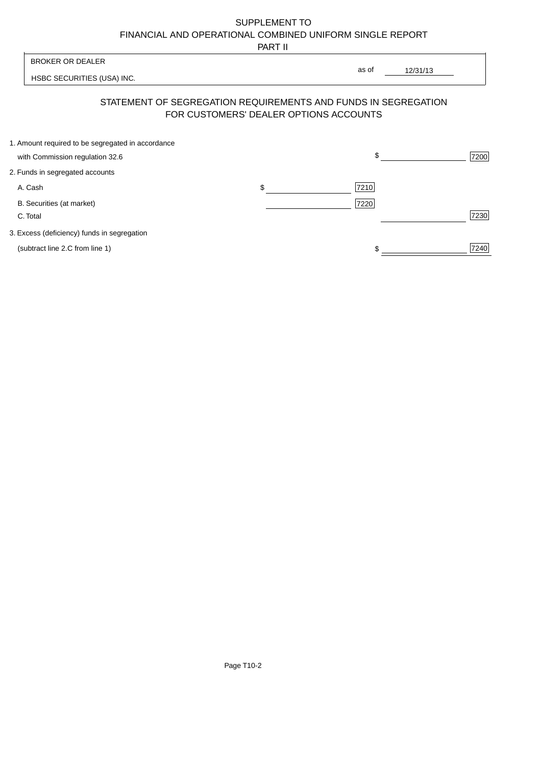SUPPLEMENT TO
FINANCIAL AND OPERATIONAL COMBINED UNIFORM SINGLE REPORT
PART II

| BROKER OR DEALER | | |
|---|---|---|
| HSBC SECURITIES (USA) INC. | as of | 12/31/13 |

## STATEMENT OF SEGREGATION REQUIREMENTS AND FUNDS IN SEGREGATION FOR CUSTOMERS' DEALER OPTIONS ACCOUNTS

| | | | | |
|---|---|---|---|---|
| 1. Amount required to be segregated in accordance with Commission regulation 32.6 | | | $ | 7200 |
| 2. Funds in segregated accounts | | | | |
| A. Cash | $ | 7210 | | |
| B. Securities (at market) | | 7220 | | |
| C. Total | | | | 7230 |
| 3. Excess (deficiency) funds in segregation (subtract line 2.C from line 1) | | | $ | 7240 |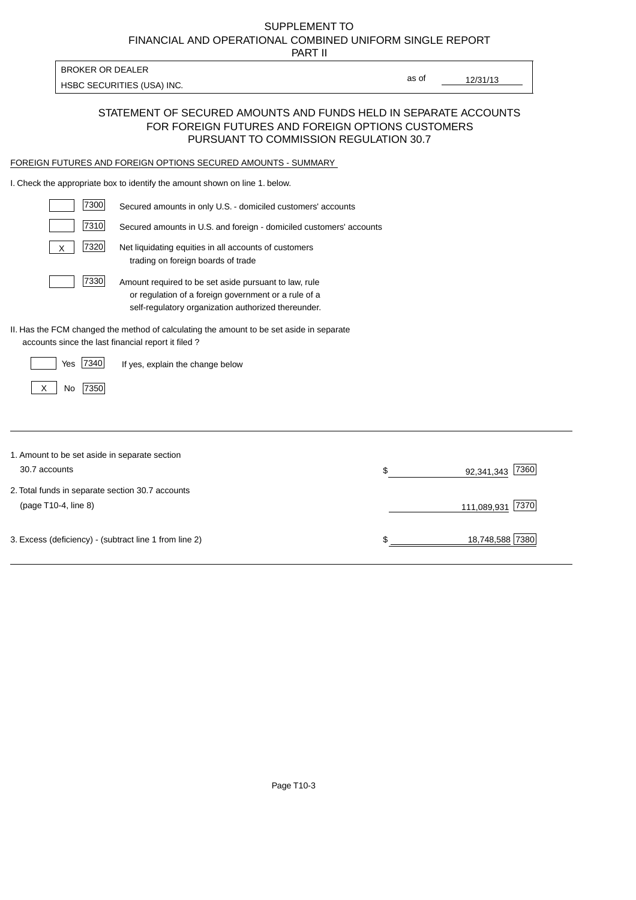SUPPLEMENT TO
FINANCIAL AND OPERATIONAL COMBINED UNIFORM SINGLE REPORT
PART II

BROKER OR DEALER
HSBC SECURITIES (USA) INC.

as of 12/31/13

## STATEMENT OF SECURED AMOUNTS AND FUNDS HELD IN SEPARATE ACCOUNTS FOR FOREIGN FUTURES AND FOREIGN OPTIONS CUSTOMERS PURSUANT TO COMMISSION REGULATION 30.7

FOREIGN FUTURES AND FOREIGN OPTIONS SECURED AMOUNTS - SUMMARY

I. Check the appropriate box to identify the amount shown on line 1. below.

| | Code | Description |
|---|---|---|
| | 7300 | Secured amounts in only U.S. - domiciled customers' accounts |
| | 7310 | Secured amounts in U.S. and foreign - domiciled customers' accounts |
| X | 7320 | Net liquidating equities in all accounts of customers trading on foreign boards of trade |
| | 7330 | Amount required to be set aside pursuant to law, rule or regulation of a foreign government or a rule of a self-regulatory organization authorized thereunder. |

II. Has the FCM changed the method of calculating the amount to be set aside in separate accounts since the last financial report it filed ?

| | | Code | |
|---|---|---|---|
| | Yes | 7340 | If yes, explain the change below |
| X | No | 7350 | |

| | | | |
|---|---|---|---|
| 1. Amount to be set aside in separate section 30.7 accounts | $ | 92,341,343 | 7360 |
| 2. Total funds in separate section 30.7 accounts (page T10-4, line 8) | | 111,089,931 | 7370 |
| 3. Excess (deficiency) - (subtract line 1 from line 2) | $ | 18,748,588 | 7380 |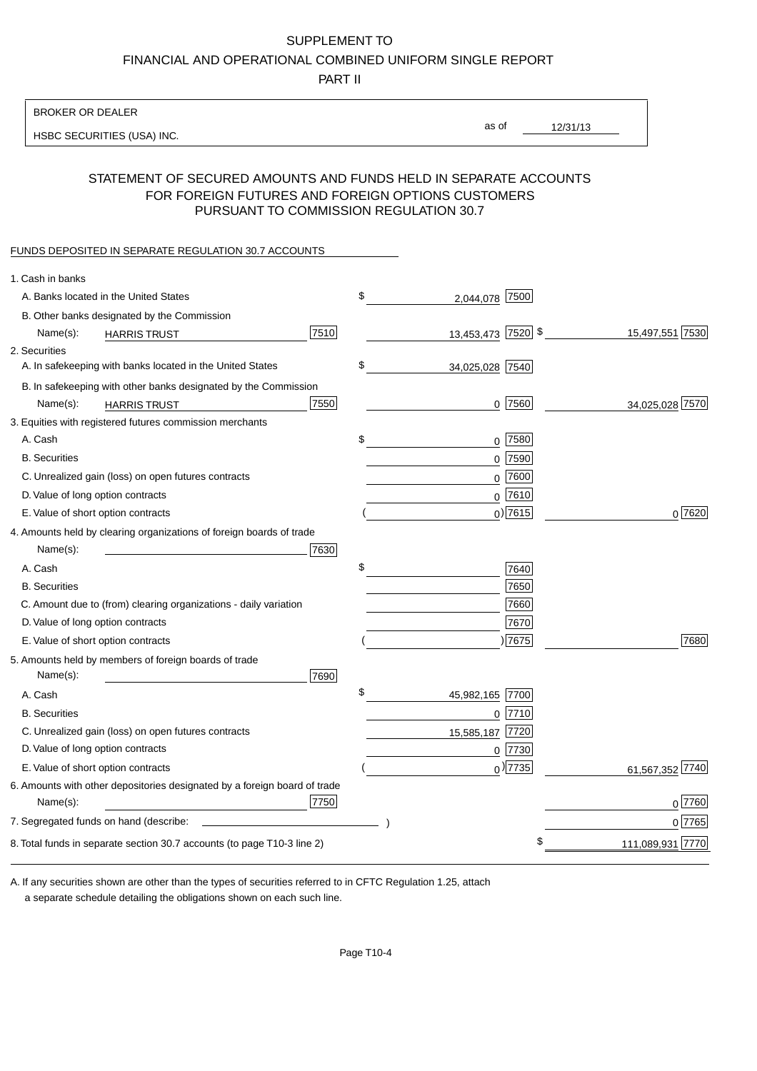SUPPLEMENT TO

FINANCIAL AND OPERATIONAL COMBINED UNIFORM SINGLE REPORT

PART II

BROKER OR DEALER

HSBC SECURITIES (USA) INC.

as of 12/31/13

## STATEMENT OF SECURED AMOUNTS AND FUNDS HELD IN SEPARATE ACCOUNTS FOR FOREIGN FUTURES AND FOREIGN OPTIONS CUSTOMERS PURSUANT TO COMMISSION REGULATION 30.7

FUNDS DEPOSITED IN SEPARATE REGULATION 30.7 ACCOUNTS

| | | | |
|---|---|---|---|
| 1. Cash in banks | | | |
| A. Banks located in the United States | | $ 2,044,078 [7500] | |
| B. Other banks designated by the Commission | | | |
| Name(s): HARRIS TRUST | [7510] | 13,453,473 [7520] | $ 15,497,551 [7530] |
| 2. Securities | | | |
| A. In safekeeping with banks located in the United States | | $ 34,025,028 [7540] | |
| B. In safekeeping with other banks designated by the Commission | | | |
| Name(s): HARRIS TRUST | [7550] | 0 [7560] | 34,025,028 [7570] |
| 3. Equities with registered futures commission merchants | | | |
| A. Cash | | $ 0 [7580] | |
| B. Securities | | 0 [7590] | |
| C. Unrealized gain (loss) on open futures contracts | | 0 [7600] | |
| D. Value of long option contracts | | 0 [7610] | |
| E. Value of short option contracts | | ( 0) [7615] | 0 [7620] |
| 4. Amounts held by clearing organizations of foreign boards of trade | | | |
| Name(s): | [7630] | | |
| A. Cash | | $ [7640] | |
| B. Securities | | [7650] | |
| C. Amount due to (from) clearing organizations - daily variation | | [7660] | |
| D. Value of long option contracts | | [7670] | |
| E. Value of short option contracts | | ( ) [7675] | [7680] |
| 5. Amounts held by members of foreign boards of trade | | | |
| Name(s): | [7690] | | |
| A. Cash | | $ 45,982,165 [7700] | |
| B. Securities | | 0 [7710] | |
| C. Unrealized gain (loss) on open futures contracts | | 15,585,187 [7720] | |
| D. Value of long option contracts | | 0 [7730] | |
| E. Value of short option contracts | | ( 0) [7735] | 61,567,352 [7740] |
| 6. Amounts with other depositories designated by a foreign board of trade | | | |
| Name(s): | [7750] | | 0 [7760] |
| 7. Segregated funds on hand (describe: ) | | | 0 [7765] |
| 8. Total funds in separate section 30.7 accounts (to page T10-3 line 2) | | | $ 111,089,931 [7770] |

A. If any securities shown are other than the types of securities referred to in CFTC Regulation 1.25, attach a separate schedule detailing the obligations shown on each such line.

Page T10-4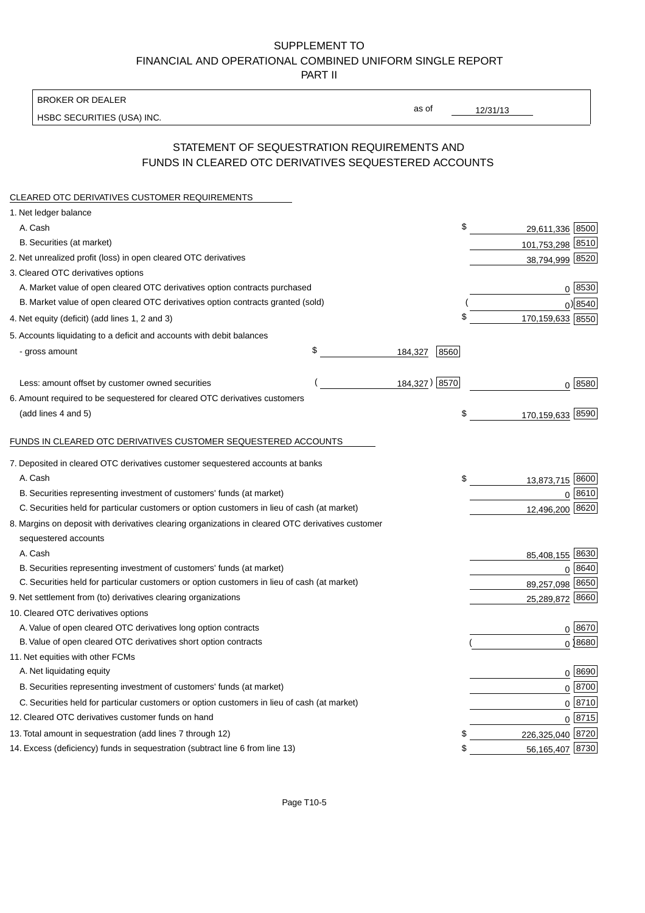SUPPLEMENT TO
FINANCIAL AND OPERATIONAL COMBINED UNIFORM SINGLE REPORT
PART II

| BROKER OR DEALER | | |
|---|---|---|
| HSBC SECURITIES (USA) INC. | as of | 12/31/13 |

## STATEMENT OF SEQUESTRATION REQUIREMENTS AND FUNDS IN CLEARED OTC DERIVATIVES SEQUESTERED ACCOUNTS

### CLEARED OTC DERIVATIVES CUSTOMER REQUIREMENTS

| | | | | |
|---|---|---|---|---|
| 1. Net ledger balance | | | | |
| A. Cash | | | $ 29,611,336 | 8500 |
| B. Securities (at market) | | | 101,753,298 | 8510 |
| 2. Net unrealized profit (loss) in open cleared OTC derivatives | | | 38,794,999 | 8520 |
| 3. Cleared OTC derivatives options | | | | |
| A. Market value of open cleared OTC derivatives option contracts purchased | | | 0 | 8530 |
| B. Market value of open cleared OTC derivatives option contracts granted (sold) | | | ( 0) | 8540 |
| 4. Net equity (deficit) (add lines 1, 2 and 3) | | | $ 170,159,633 | 8550 |
| 5. Accounts liquidating to a deficit and accounts with debit balances | | | | |
| - gross amount | $ 184,327 | 8560 | | |
| Less: amount offset by customer owned securities | ( 184,327) | 8570 | 0 | 8580 |
| 6. Amount required to be sequestered for cleared OTC derivatives customers (add lines 4 and 5) | | | $ 170,159,633 | 8590 |

### FUNDS IN CLEARED OTC DERIVATIVES CUSTOMER SEQUESTERED ACCOUNTS

| | | |
|---|---|---|
| 7. Deposited in cleared OTC derivatives customer sequestered accounts at banks | | |
| A. Cash | $ 13,873,715 | 8600 |
| B. Securities representing investment of customers' funds (at market) | 0 | 8610 |
| C. Securities held for particular customers or option customers in lieu of cash (at market) | 12,496,200 | 8620 |
| 8. Margins on deposit with derivatives clearing organizations in cleared OTC derivatives customer sequestered accounts | | |
| A. Cash | 85,408,155 | 8630 |
| B. Securities representing investment of customers' funds (at market) | 0 | 8640 |
| C. Securities held for particular customers or option customers in lieu of cash (at market) | 89,257,098 | 8650 |
| 9. Net settlement from (to) derivatives clearing organizations | 25,289,872 | 8660 |
| 10. Cleared OTC derivatives options | | |
| A. Value of open cleared OTC derivatives long option contracts | 0 | 8670 |
| B. Value of open cleared OTC derivatives short option contracts | ( 0) | 8680 |
| 11. Net equities with other FCMs | | |
| A. Net liquidating equity | 0 | 8690 |
| B. Securities representing investment of customers' funds (at market) | 0 | 8700 |
| C. Securities held for particular customers or option customers in lieu of cash (at market) | 0 | 8710 |
| 12. Cleared OTC derivatives customer funds on hand | 0 | 8715 |
| 13. Total amount in sequestration (add lines 7 through 12) | $ 226,325,040 | 8720 |
| 14. Excess (deficiency) funds in sequestration (subtract line 6 from line 13) | $ 56,165,407 | 8730 |

Page T10-5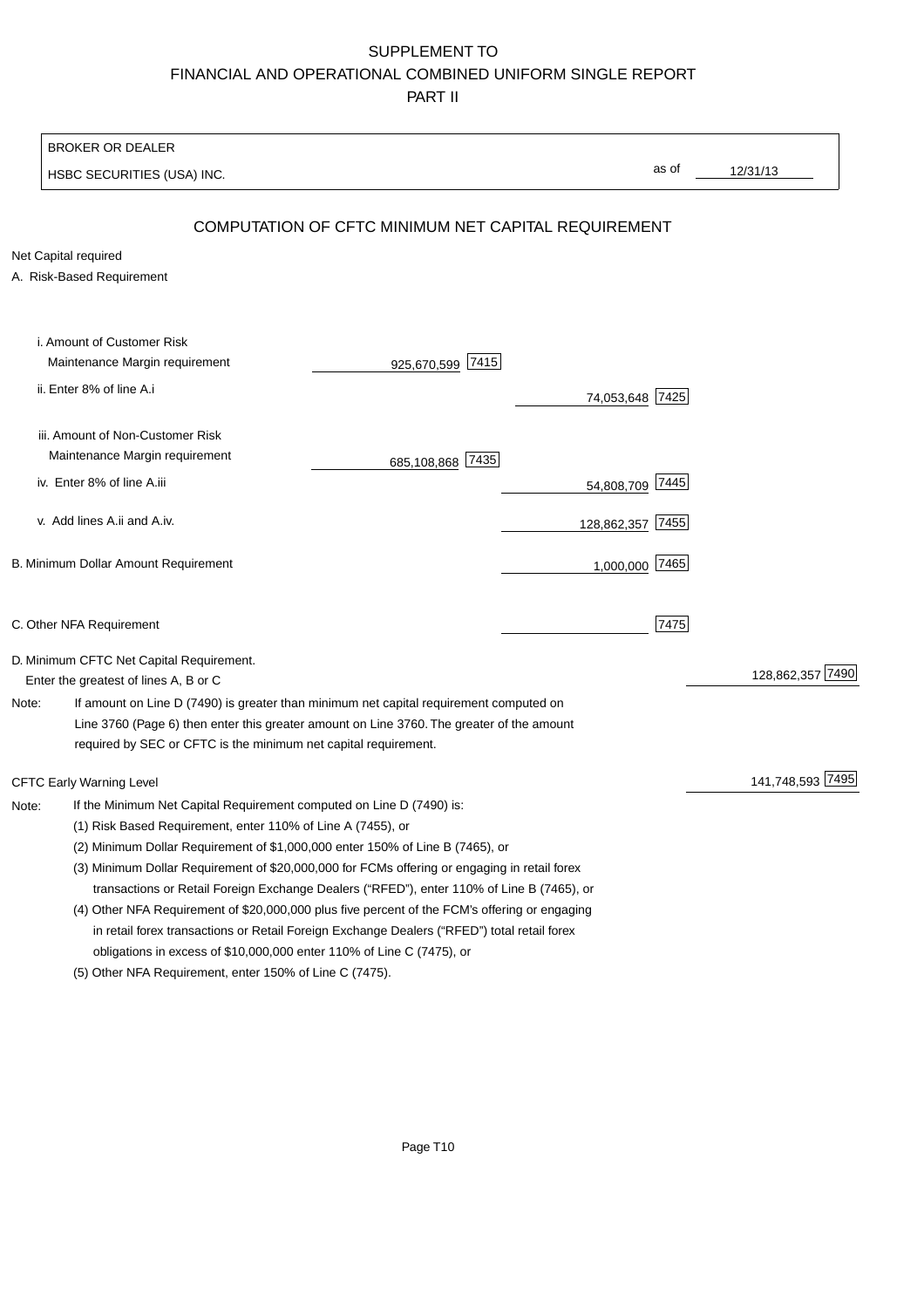# SUPPLEMENT TO
# FINANCIAL AND OPERATIONAL COMBINED UNIFORM SINGLE REPORT
## PART II

| | |
|---|---|
| BROKER OR DEALER | |
| HSBC SECURITIES (USA) INC. | as of 12/31/13 |

## COMPUTATION OF CFTC MINIMUM NET CAPITAL REQUIREMENT

Net Capital required

A. Risk-Based Requirement

| | | | |
|---|---|---|---|
| i. Amount of Customer Risk Maintenance Margin requirement | 925,670,599 [7415] | | |
| ii. Enter 8% of line A.i | | 74,053,648 [7425] | |
| iii. Amount of Non-Customer Risk Maintenance Margin requirement | 685,108,868 [7435] | | |
| iv. Enter 8% of line A.iii | | 54,808,709 [7445] | |
| v. Add lines A.ii and A.iv. | | 128,862,357 [7455] | |
| B. Minimum Dollar Amount Requirement | | 1,000,000 [7465] | |
| C. Other NFA Requirement | | [7475] | |
| D. Minimum CFTC Net Capital Requirement. Enter the greatest of lines A, B or C | | | 128,862,357 [7490] |

Note: If amount on Line D (7490) is greater than minimum net capital requirement computed on Line 3760 (Page 6) then enter this greater amount on Line 3760. The greater of the amount required by SEC or CFTC is the minimum net capital requirement.

CFTC Early Warning Level 141,748,593 [7495]

Note: If the Minimum Net Capital Requirement computed on Line D (7490) is:

(1) Risk Based Requirement, enter 110% of Line A (7455), or

(2) Minimum Dollar Requirement of $1,000,000 enter 150% of Line B (7465), or

(3) Minimum Dollar Requirement of $20,000,000 for FCMs offering or engaging in retail forex transactions or Retail Foreign Exchange Dealers ("RFED"), enter 110% of Line B (7465), or

(4) Other NFA Requirement of $20,000,000 plus five percent of the FCM's offering or engaging in retail forex transactions or Retail Foreign Exchange Dealers ("RFED") total retail forex obligations in excess of $10,000,000 enter 110% of Line C (7475), or

(5) Other NFA Requirement, enter 150% of Line C (7475).